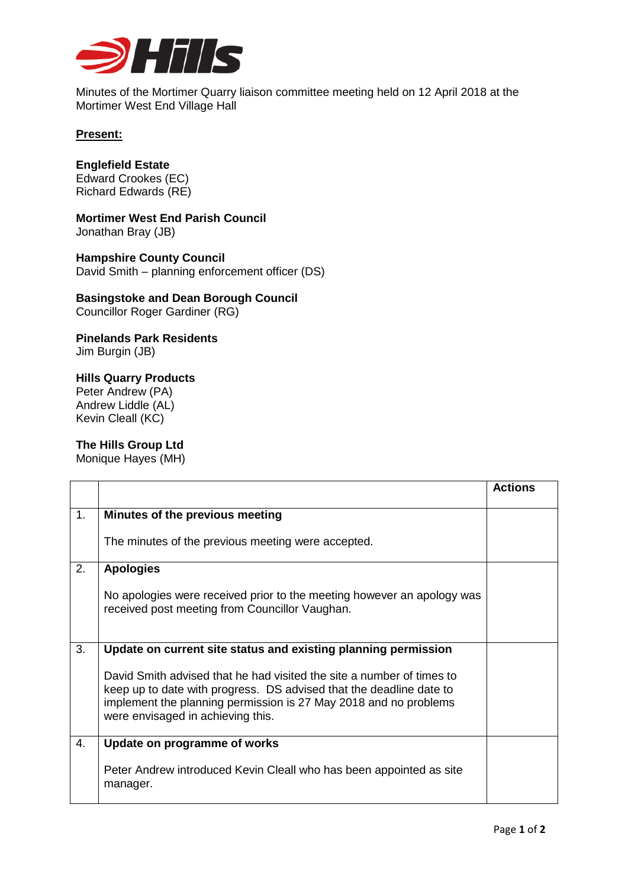Minutes of the Mortimer Quarry liaison committee meeting held on 12 April 2018 at the Mortimer West End Village Hall

**Present:**

**Englefield Estate**
Edward Crookes (EC)
Richard Edwards (RE)

**Mortimer West End Parish Council**
Jonathan Bray (JB)

**Hampshire County Council**
David Smith – planning enforcement officer (DS)

**Basingstoke and Dean Borough Council**
Councillor Roger Gardiner (RG)

**Pinelands Park Residents**
Jim Burgin (JB)

**Hills Quarry Products**
Peter Andrew (PA)
Andrew Liddle (AL)
Kevin Cleall (KC)

**The Hills Group Ltd**
Monique Hayes (MH)

| | | Actions |
|---|---|---|
| 1. | **Minutes of the previous meeting**<br><br>The minutes of the previous meeting were accepted. | |
| 2. | **Apologies**<br><br>No apologies were received prior to the meeting however an apology was received post meeting from Councillor Vaughan. | |
| 3. | **Update on current site status and existing planning permission**<br><br>David Smith advised that he had visited the site a number of times to keep up to date with progress. DS advised that the deadline date to implement the planning permission is 27 May 2018 and no problems were envisaged in achieving this. | |
| 4. | **Update on programme of works**<br><br>Peter Andrew introduced Kevin Cleall who has been appointed as site manager. | |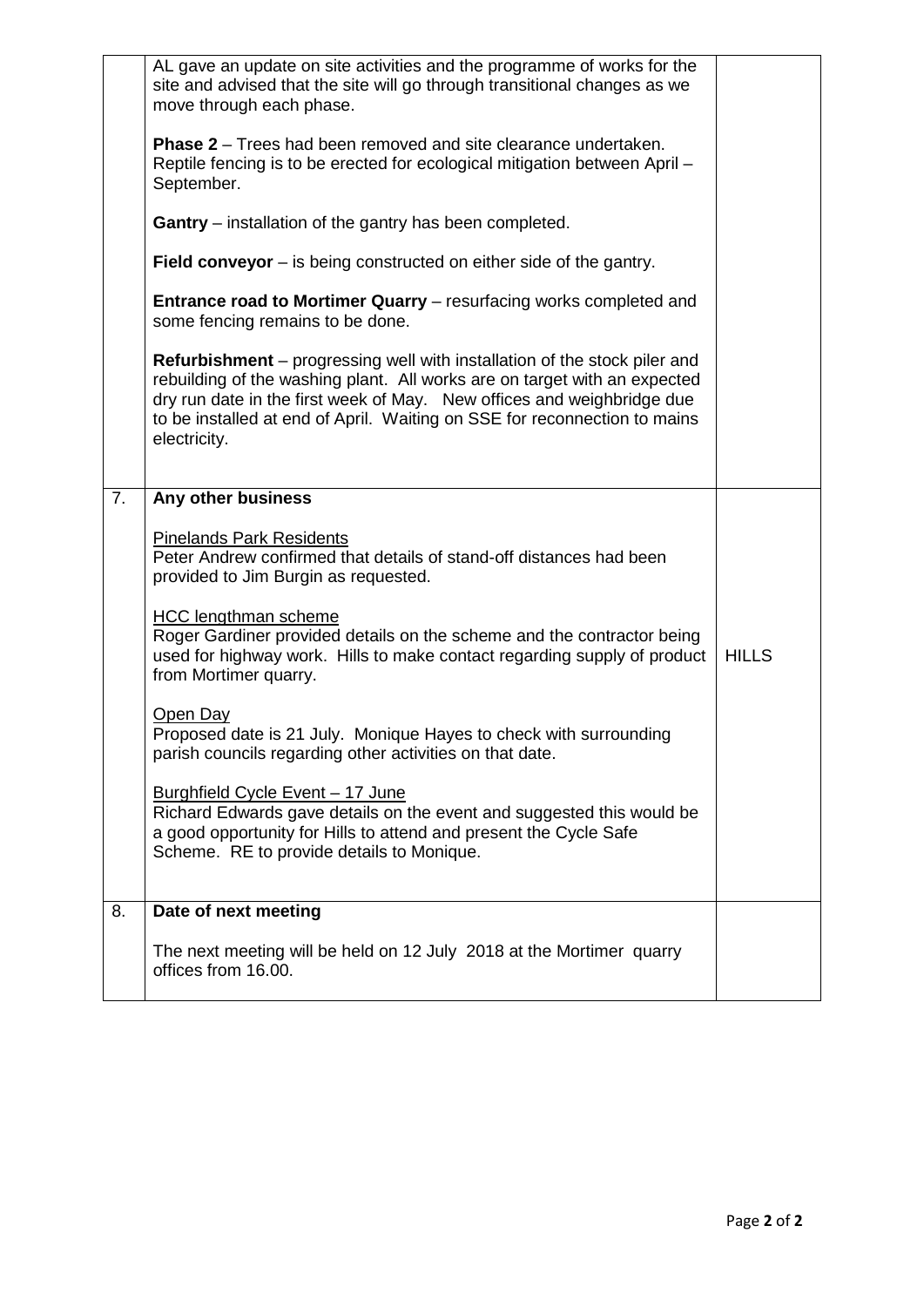| | | |
|---|---|---|
| | AL gave an update on site activities and the programme of works for the site and advised that the site will go through transitional changes as we move through each phase.<br><br>**Phase 2** – Trees had been removed and site clearance undertaken. Reptile fencing is to be erected for ecological mitigation between April – September.<br><br>**Gantry** – installation of the gantry has been completed.<br><br>**Field conveyor** – is being constructed on either side of the gantry.<br><br>**Entrance road to Mortimer Quarry** – resurfacing works completed and some fencing remains to be done.<br><br>**Refurbishment** – progressing well with installation of the stock piler and rebuilding of the washing plant. All works are on target with an expected dry run date in the first week of May. New offices and weighbridge due to be installed at end of April. Waiting on SSE for reconnection to mains electricity. | |
| 7. | **Any other business**<br><br><u>Pinelands Park Residents</u><br>Peter Andrew confirmed that details of stand-off distances had been provided to Jim Burgin as requested.<br><br><u>HCC lengthman scheme</u><br>Roger Gardiner provided details on the scheme and the contractor being used for highway work. Hills to make contact regarding supply of product from Mortimer quarry.<br><br><u>Open Day</u><br>Proposed date is 21 July. Monique Hayes to check with surrounding parish councils regarding other activities on that date.<br><br><u>Burghfield Cycle Event – 17 June</u><br>Richard Edwards gave details on the event and suggested this would be a good opportunity for Hills to attend and present the Cycle Safe Scheme. RE to provide details to Monique. | HILLS |
| 8. | **Date of next meeting**<br><br>The next meeting will be held on 12 July 2018 at the Mortimer quarry offices from 16.00. | |